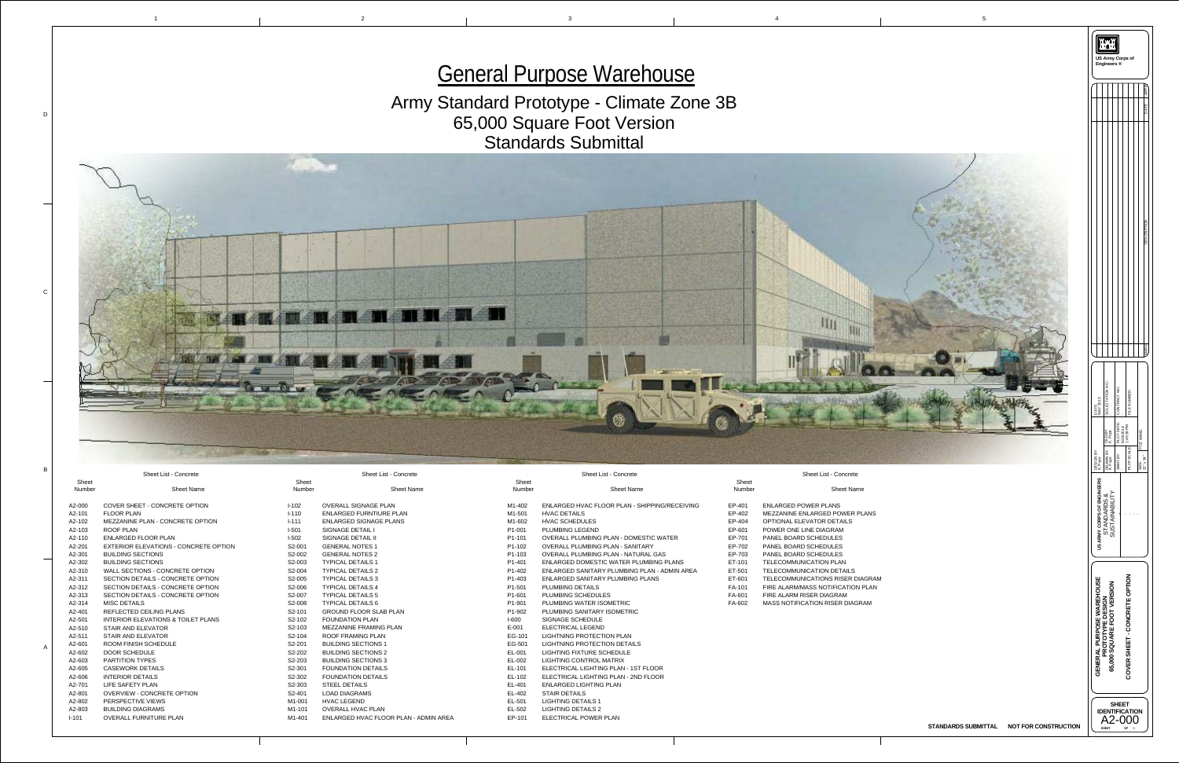# General Purpose Warehouse

## Army Standard Prototype - Climate Zone 3B
## 65,000 Square Foot Version
## Standards Submittal

| Sheet Number | Sheet Name |
|---|---|
| A2-000 | COVER SHEET - CONCRETE OPTION |
| A2-101 | FLOOR PLAN |
| A2-102 | MEZZANINE PLAN - CONCRETE OPTION |
| A2-103 | ROOF PLAN |
| A2-110 | ENLARGED FLOOR PLAN |
| A2-201 | EXTERIOR ELEVATIONS - CONCRETE OPTION |
| A2-301 | BUILDING SECTIONS |
| A2-302 | BUILDING SECTIONS |
| A2-310 | WALL SECTIONS - CONCRETE OPTION |
| A2-311 | SECTION DETAILS - CONCRETE OPTION |
| A2-312 | SECTION DETAILS - CONCRETE OPTION |
| A2-313 | SECTION DETAILS - CONCRETE OPTION |
| A2-314 | MISC DETAILS |
| A2-401 | REFLECTED CEILING PLANS |
| A2-501 | INTERIOR ELEVATIONS & TOILET PLANS |
| A2-510 | STAIR AND ELEVATOR |
| A2-511 | STAIR AND ELEVATOR |
| A2-601 | ROOM FINISH SCHEDULE |
| A2-602 | DOOR SCHEDULE |
| A2-603 | PARTITION TYPES |
| A2-605 | CASEWORK DETAILS |
| A2-606 | INTERIOR DETAILS |
| A2-701 | LIFE SAFETY PLAN |
| A2-801 | OVERVIEW - CONCRETE OPTION |
| A2-802 | PERSPECTIVE VIEWS |
| A2-803 | BUILDING DIAGRAMS |
| I-101 | OVERALL FURNITURE PLAN |
| I-102 | OVERALL SIGNAGE PLAN |
| I-110 | ENLARGED FURNITURE PLAN |
| I-111 | ENLARGED SIGNAGE PLANS |
| I-501 | SIGNAGE DETAIL I |
| I-502 | SIGNAGE DETAIL II |
| S2-001 | GENERAL NOTES 1 |
| S2-002 | GENERAL NOTES 2 |
| S2-003 | TYPICAL DETAILS 1 |
| S2-004 | TYPICAL DETAILS 2 |
| S2-005 | TYPICAL DETAILS 3 |
| S2-006 | TYPICAL DETAILS 4 |
| S2-007 | TYPICAL DETAILS 5 |
| S2-008 | TYPICAL DETAILS 6 |
| S2-101 | GROUND FLOOR SLAB PLAN |
| S2-102 | FOUNDATION PLAN |
| S2-103 | MEZZANINE FRAMING PLAN |
| S2-104 | ROOF FRAMING PLAN |
| S2-201 | BUILDING SECTIONS 1 |
| S2-202 | BUILDING SECTIONS 2 |
| S2-203 | BUILDING SECTIONS 3 |
| S2-301 | FOUNDATION DETAILS |
| S2-302 | FOUNDATION DETAILS |
| S2-303 | STEEL DETAILS |
| S2-401 | LOAD DIAGRAMS |
| M1-001 | HVAC LEGEND |
| M1-101 | OVERALL HVAC PLAN |
| M1-401 | ENLARGED HVAC FLOOR PLAN - ADMIN AREA |
| M1-402 | ENLARGED HVAC FLOOR PLAN - SHIPPING/RECEIVING |
| M1-501 | HVAC DETAILS |
| M1-602 | HVAC SCHEDULES |
| P1-001 | PLUMBING LEGEND |
| P1-101 | OVERALL PLUMBING PLAN - DOMESTIC WATER |
| P1-102 | OVERALL PLUMBING PLAN - SANITARY |
| P1-103 | OVERALL PLUMBING PLAN - NATURAL GAS |
| P1-401 | ENLARGED DOMESTIC WATER PLUMBING PLANS |
| P1-402 | ENLARGED SANITARY PLUMBING PLAN - ADMIN AREA |
| P1-403 | ENLARGED SANITARY PLUMBING PLANS |
| P1-501 | PLUMBING DETAILS |
| P1-601 | PLUMBING SCHEDULES |
| P1-901 | PLUMBING WATER ISOMETRIC |
| P1-902 | PLUMBING SANITARY ISOMETRIC |
| I-600 | SIGNAGE SCHEDULE |
| E-001 | ELECTRICAL LEGEND |
| EG-101 | LIGHTNING PROTECTION PLAN |
| EG-501 | LIGHTNING PROTECTION DETAILS |
| EL-001 | LIGHTING FIXTURE SCHEDULE |
| EL-002 | LIGHTING CONTROL MATRIX |
| EL-101 | ELECTRICAL LIGHTING PLAN - 1ST FLOOR |
| EL-102 | ELECTRICAL LIGHTING PLAN - 2ND FLOOR |
| EL-401 | ENLARGED LIGHTING PLAN |
| EL-402 | STAIR DETAILS |
| EL-501 | LIGHTING DETAILS 1 |
| EL-502 | LIGHTING DETAILS 2 |
| EP-101 | ELECTRICAL POWER PLAN |
| EP-401 | ENLARGED POWER PLANS |
| EP-402 | MEZZANINE ENLARGED POWER PLANS |
| EP-404 | OPTIONAL ELEVATOR DETAILS |
| EP-601 | POWER ONE LINE DIAGRAM |
| EP-701 | PANEL BOARD SCHEDULES |
| EP-702 | PANEL BOARD SCHEDULES |
| EP-703 | PANEL BOARD SCHEDULES |
| ET-101 | TELECOMMUNICATION PLAN |
| ET-501 | TELECOMMUNICATION DETAILS |
| ET-601 | TELECOMMUNICATIONS RISER DIAGRAM |
| FA-101 | FIRE ALARM/MASS NOTIFICATION PLAN |
| FA-601 | FIRE ALARM RISER DIAGRAM |
| FA-602 | MASS NOTIFICATION RISER DIAGRAM |

STANDARDS SUBMITTAL NOT FOR CONSTRUCTION

US Army Corps of Engineers ®

US ARMY CORPS OF ENGINEERS STANDARDS & SUSTAINABILITY

GENERAL PURPOSE WAREHOUSE PROTOTYPE DESIGN 65,000 SQUARE FOOT VERSION

COVER SHEET - CONCRETE OPTION

SHEET IDENTIFICATION A2-000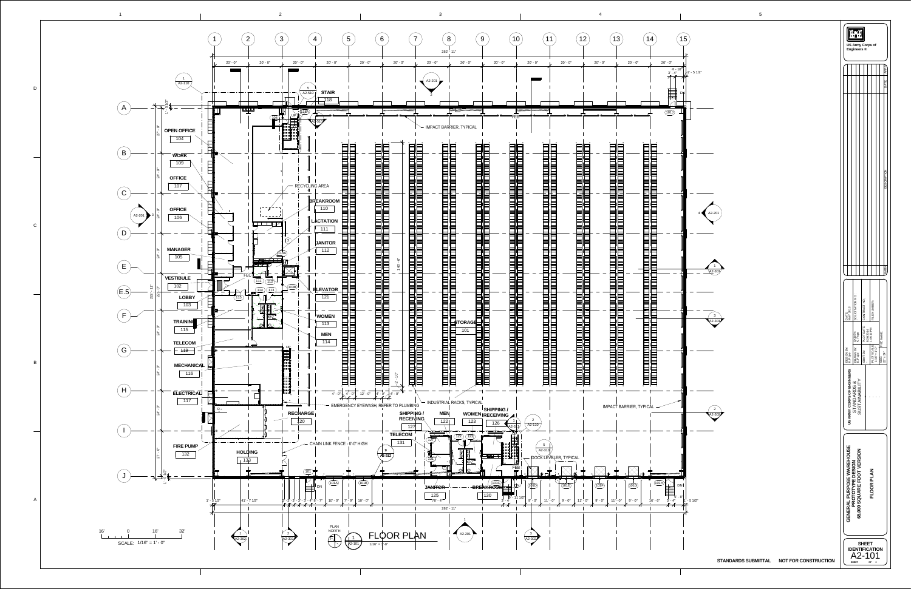# FLOOR PLAN

1 / A2-101 — FLOOR PLAN — 1/16" = 1'-0"

PLAN NORTH

SCALE: 1/16" = 1' - 0"

Overall dimension: 282' - 11"

Grid lines: 1 through 15 (20' - 0" typical spacing); A, B, C, D, E, E.5, F, G, H, I, J

Overall width: 222' - 11"

## Room Schedule

| Room | No. |
|---|---|
| STORAGE | 101 |
| VESTIBULE | 102 |
| LOBBY | 103 |
| OPEN OFFICE | 104 |
| MANAGER | 105 |
| OFFICE | 106 |
| OFFICE | 107 |
| WORK | 109 |
| BREAKROOM | 110 |
| LACTATION | 111 |
| JANITOR | 112 |
| WOMEN | 113 |
| MEN | 114 |
| TRAINING | 115 |
| MECHANICAL | 116 |
| ELECTRICAL | 117 |
| STAIR | 118 |
| TELECOM | 119 |
| RECHARGE | 120 |
| ELEVATOR | 121 |
| MEN | 122 |
| WOMEN | 123 |
| SHIPPING / RECEIVING | 126 |
| SHIPPING / RECEIVING | 127 |
| JANITOR | 125 |
| BREAKROOM | 130 |
| TELECOM | 131 |
| FIRE PUMP | 132 |
| HOLDING | 133 |

## Notes

- IMPACT BARRIER, TYPICAL
- RECYCLING AREA
- INDUSTRIAL RACKS, TYPICAL
- EMERGENCY EYEWASH, REFER TO PLUMBING
- CHAIN LINK FENCE - 6'-0" HIGH
- DOCK LEVELER, TYPICAL
- FEC

US Army Corps of Engineers ®

US ARMY CORPS OF ENGINEERS STANDARDS & SUSTAINABILITY

GENERAL PURPOSE WAREHOUSE PROTOTYPE DESIGN 65,000 SQUARE FOOT VERSION

FLOOR PLAN

SHEET IDENTIFICATION A2-101

STANDARDS SUBMITTAL NOT FOR CONSTRUCTION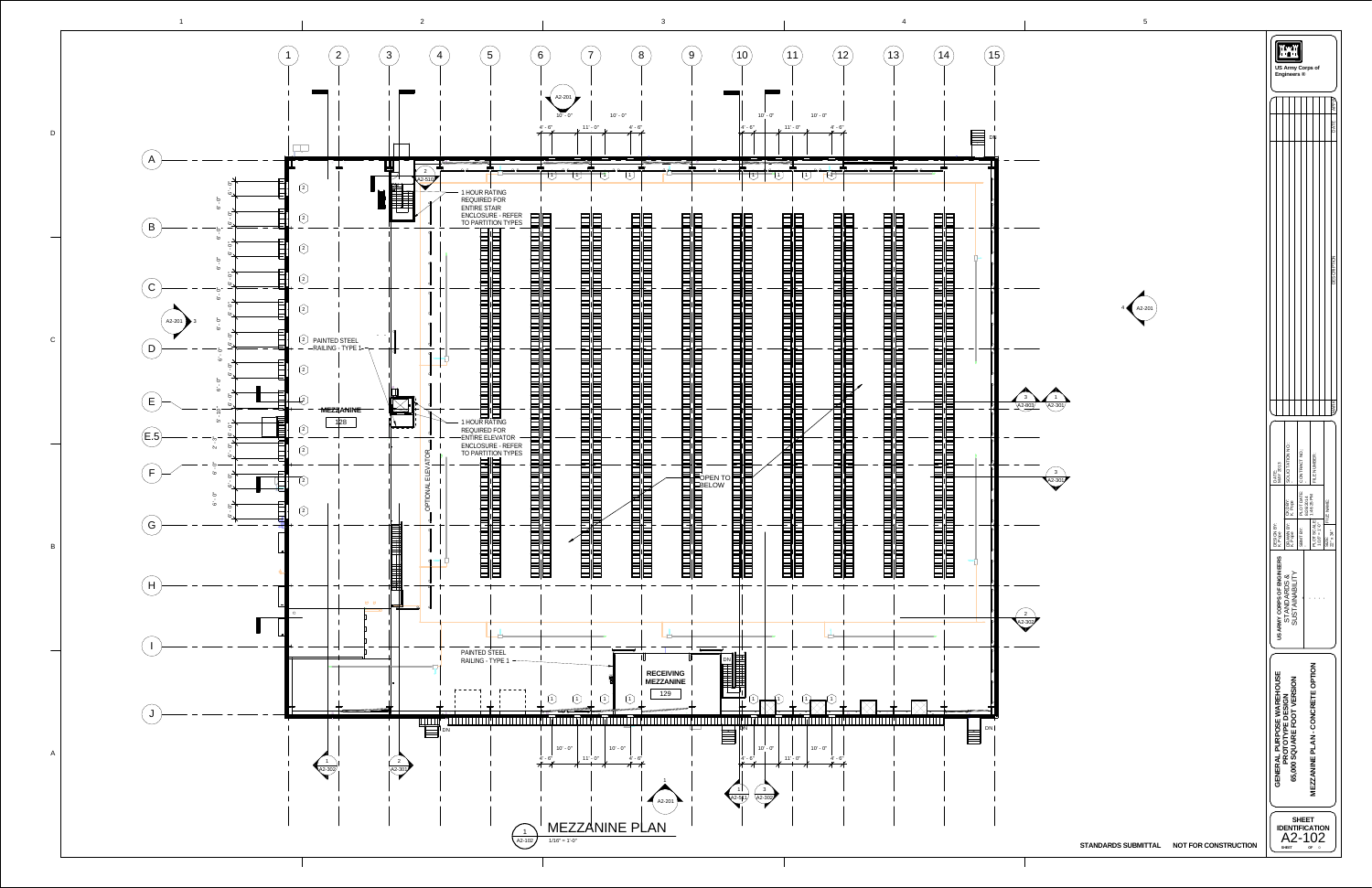# MEZZANINE PLAN

1/16" = 1'-0"

1 HOUR RATING REQUIRED FOR ENTIRE STAIR ENCLOSURE - REFER TO PARTITION TYPES

1 HOUR RATING REQUIRED FOR ENTIRE ELEVATOR ENCLOSURE - REFER TO PARTITION TYPES

PAINTED STEEL RAILING - TYPE 1

MEZZANINE 126

OPTIONAL ELEVATOR

OPEN TO BELOW

RECEIVING MEZZANINE 129

DN

US Army Corps of Engineers ®

US ARMY CORPS OF ENGINEERS STANDARDS & SUSTAINABILITY

GENERAL PURPOSE WAREHOUSE PROTOTYPE DESIGN 65,000 SQUARE FOOT VERSION

MEZZANINE PLAN - CONCRETE OPTION

SHEET IDENTIFICATION A2-102

STANDARDS SUBMITTAL NOT FOR CONSTRUCTION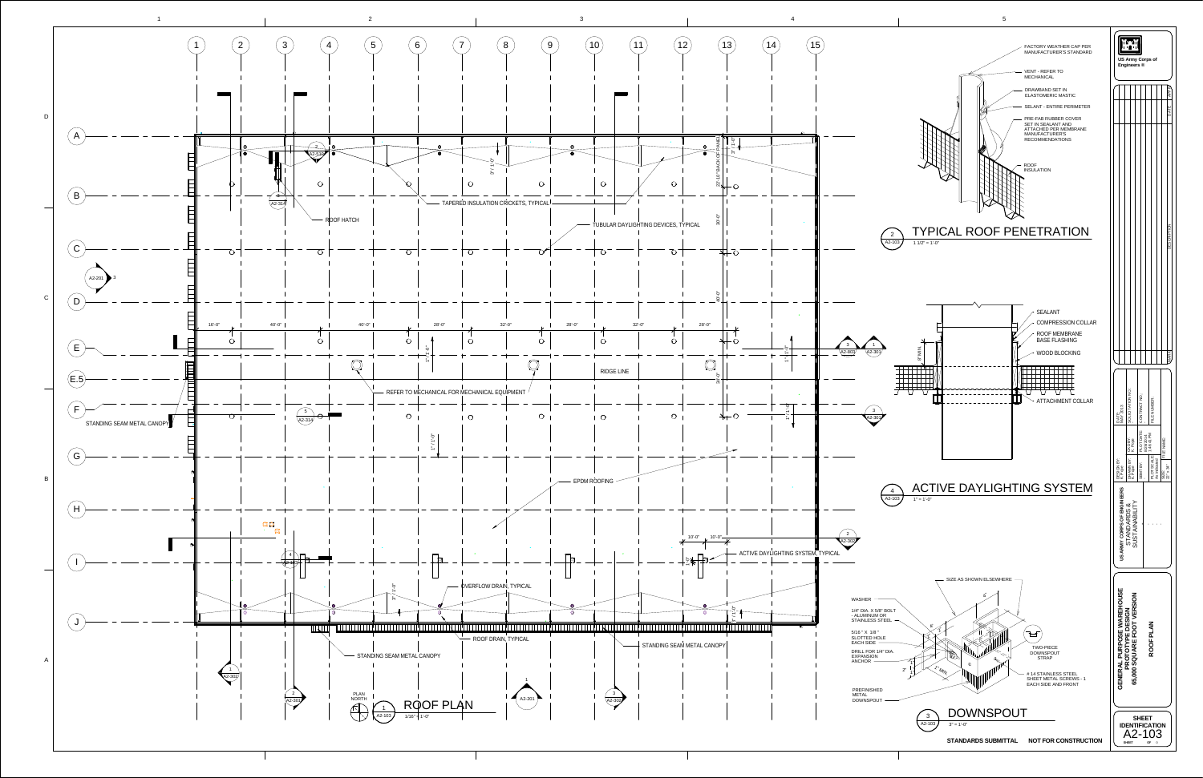# ROOF PLAN

1 — A2-103 — 1/16" = 1'-0"

PLAN NORTH

- TAPERED INSULATION CRICKETS, TYPICAL
- ROOF HATCH
- TUBULAR DAYLIGHTING DEVICES, TYPICAL
- RIDGE LINE
- REFER TO MECHANICAL FOR MECHANICAL EQUIPMENT
- STANDING SEAM METAL CANOPY
- EPDM ROOFING
- ACTIVE DAYLIGHTING SYSTEM, TYPICAL
- OVERFLOW DRAIN, TYPICAL
- ROOF DRAIN, TYPICAL
- STANDING SEAM METAL CANOPY
- STANDING SEAM METAL CANOPY

Dimensions: 16'-0", 40'-0", 40'-0", 28'-0", 32'-0", 28'-0", 32'-0", 28'-0", 22'-10" BACK OF PANEL, 3" / 1'-0", 1" / 1'-0", 10'-0", 10'-0", 38'-0", 40'-0", 34'-0"

# TYPICAL ROOF PENETRATION

2 — A2-103 — 1 1/2" = 1'-0"

- FACTORY WEATHER CAP PER MANUFACTURER'S STANDARD
- VENT - REFER TO MECHANICAL
- DRAWBAND SET IN ELASTOMERIC MASTIC
- SEALANT - ENTIRE PERIMETER
- PRE-FAB RUBBER COVER SET IN SEALANT AND ATTACHED PER MEMBRANE MANUFACTURER'S RECOMMENDATIONS
- ROOF INSULATION

# ACTIVE DAYLIGHTING SYSTEM

4 — A2-103 — 1" = 1'-0"

- SEALANT
- COMPRESSION COLLAR
- ROOF MEMBRANE BASE FLASHING
- WOOD BLOCKING
- ATTACHMENT COLLAR
- 8" MIN.

# DOWNSPOUT

3 — A2-103 — 3" = 1'-0"

- SIZE AS SHOWN ELSEWHERE
- WASHER
- 1/4" DIA. X 5/8" BOLT - ALUMINUM OR STAINLESS STEEL
- 5/16" X 1/8" SLOTTED HOLE EACH SIDE
- DRILL FOR 1/4" DIA. EXPANSION ANCHOR
- PREFINISHED METAL DOWNSPOUT
- TWO-PIECE DOWNSPOUT STRAP
- # 14 STAINLESS STEEL SHEET METAL SCREWS - 1 EACH SIDE AND FRONT
- 1" MIN., 2", 6"

STANDARDS SUBMITTAL — NOT FOR CONSTRUCTION

US Army Corps of Engineers ®

US ARMY CORPS OF ENGINEERS STANDARDS & SUSTAINABILITY

GENERAL PURPOSE WAREHOUSE PROTOTYPE DESIGN 65,000 SQUARE FOOT VERSION

ROOF PLAN

SHEET IDENTIFICATION A2-103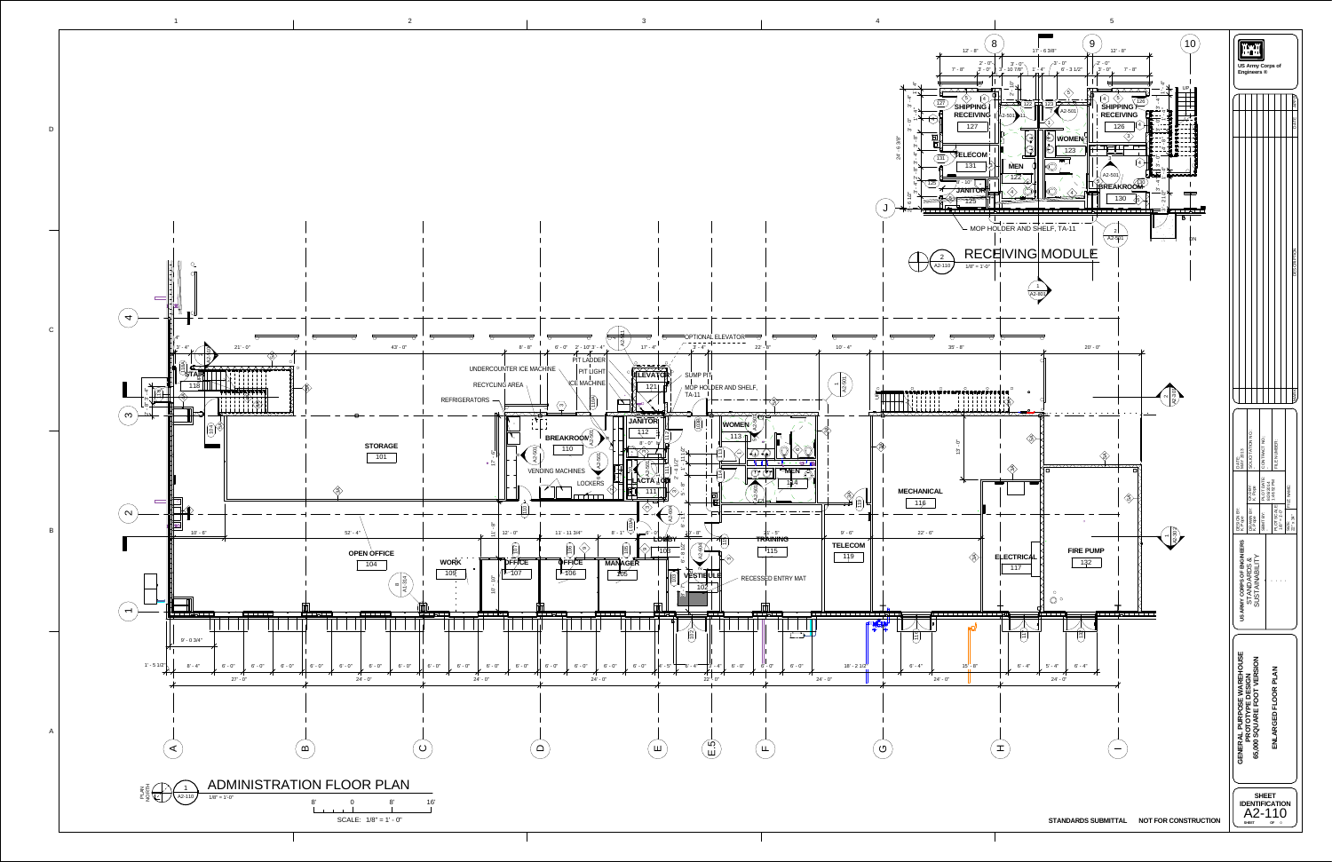## 2 RECEIVING MODULE

A2-110 — 1/8" = 1'-0"

SHIPPING RECEIVING 127

TELECOM 131

JANITOR 125

MEN 122

WOMEN 123

SHIPPING RECEIVING 126

BREAKROOM 130

MOP HOLDER AND SHELF, TA-11

## 1 ADMINISTRATION FLOOR PLAN

A2-110 — 1/8" = 1'-0"

SCALE: 1/8" = 1' - 0"

STAIR 118

STORAGE 101

OPEN OFFICE 104

WORK 109

OFFICE 107

OFFICE 106

MANAGER 105

BREAKROOM 110

LACTATION 111

JANITOR 112

ELEVATOR 121

WOMEN 113

MEN 114

LOBBY 108

VESTIBULE 102

TRAINING 115

TELECOM 119

MECHANICAL 116

ELECTRICAL 117

FIRE PUMP 132

UNDERCOUNTER ICE MACHINE

RECYCLING AREA

REFRIGERATORS

PIT LADDER

PIT LIGHT

ICE MACHINE

OPTIONAL ELEVATOR

SUMP PIT

MOP HOLDER AND SHELF, TA-11

VENDING MACHINES

LOCKERS

RECESSED ENTRY MAT

STANDARDS SUBMITTAL NOT FOR CONSTRUCTION

US Army Corps of Engineers

US ARMY CORPS OF ENGINEERS STANDARDS & SUSTAINABILITY

GENERAL PURPOSE WAREHOUSE PROTOTYPE DESIGN 65,000 SQUARE FOOT VERSION

ENLARGED FLOOR PLAN

SHEET IDENTIFICATION A2-110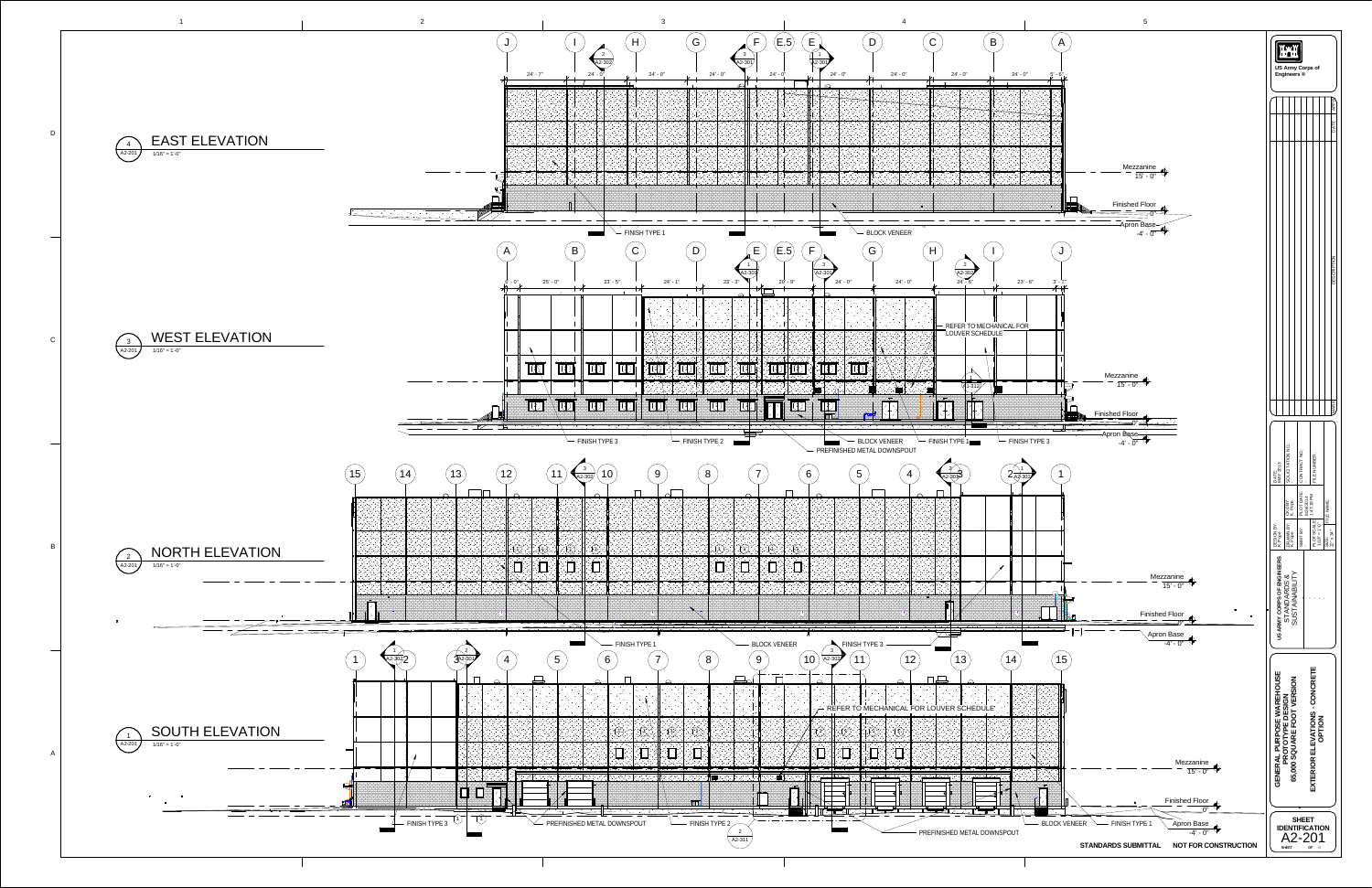## 1 EAST ELEVATION
A2-201
1/16" = 1'-0"

J I H G F E.5 E D C B A

24' - 7" | 24' - 0" | 24' - 0" | 24' - 0" | 24' - 0" | 24' - 0" | 24' - 0" | 24' - 0" | 24' - 0" | 5' - 0"

Mezzanine 15' - 0"
Finished Floor 0"
Apron Base -4' - 0"

FINISH TYPE 1
BLOCK VENEER

## 3 WEST ELEVATION
A2-201
1/16" = 1'-0"

A B C D E E.5 F G H I J

5' - 0" | 25' - 0" | 23' - 5" | 24' - 1" | 23' - 3" | 20' - 9" | 24' - 0" | 24' - 0" | 24' - 0" | 23' - 6" | 3' - 7"

REFER TO MECHANICAL FOR LOUVER SCHEDULE

Mezzanine 15' - 0"
Finished Floor 0"
Apron Base -4' - 0"

FINISH TYPE 3
FINISH TYPE 2
BLOCK VENEER
PREFINISHED METAL DOWNSPOUT
FINISH TYPE 1
FINISH TYPE 3

## 2 NORTH ELEVATION
A2-201
1/16" = 1'-0"

15 14 13 12 11 10 9 8 7 6 5 4 3 2 1

Mezzanine 15' - 0"
Finished Floor 0"
Apron Base -4' - 0"

FINISH TYPE 1
BLOCK VENEER
FINISH TYPE 3

## 1 SOUTH ELEVATION
A2-201
1/16" = 1'-0"

1 2 3 4 5 6 7 8 9 10 11 12 13 14 15

REFER TO MECHANICAL FOR LOUVER SCHEDULE

Mezzanine 15' - 0"
Finished Floor 0"
Apron Base -4' - 0"

FINISH TYPE 3
PREFINISHED METAL DOWNSPOUT
FINISH TYPE 2
2 A2-311
PREFINISHED METAL DOWNSPOUT
BLOCK VENEER
FINISH TYPE 1

STANDARDS SUBMITTAL NOT FOR CONSTRUCTION

US Army Corps of Engineers ®

US ARMY CORPS OF ENGINEERS
STANDARDS & SUSTAINABILITY

GENERAL PURPOSE WAREHOUSE PROTOTYPE DESIGN
65,000 SQUARE FOOT VERSION

EXTERIOR ELEVATIONS - CONCRETE OPTION

SHEET IDENTIFICATION
A2-201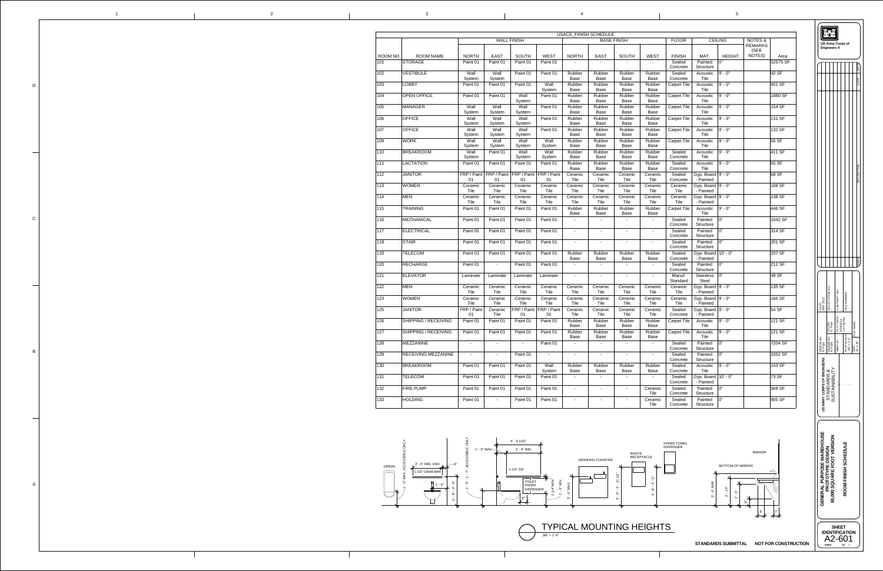# USACE_FINISH SCHEDULE

| ROOM NO | ROOM NAME | WALL FINISH | | | | BASE FINISH | | | | FLOOR | CEILING | | NOTES & REMARKS (SEE NOTES) | Area |
|---|---|---|---|---|---|---|---|---|---|---|---|---|---|---|
| | | NORTH | EAST | SOUTH | WEST | NORTH | EAST | SOUTH | WEST | FINISH | MAT. | HEIGHT | | |
| 101 | STORAGE | Paint 01 | Paint 01 | Paint 01 | Paint 01 | - | - | - | - | Sealed Concrete | Painted Structure | 0" | | 52575 SF |
| 102 | VESTIBULE | Wall System | Wall System | Paint 01 | Paint 01 | Rubber Base | Rubber Base | Rubber Base | Rubber Base | Sealed Concrete | Acoustic Tile | 9' - 0" | | 92 SF |
| 103 | LOBBY | Paint 01 | Paint 01 | Paint 01 | Wall System | Rubber Base | Rubber Base | Rubber Base | Rubber Base | Carpet Tile | Acoustic Tile | 9' - 0" | | 401 SF |
| 104 | OPEN OFFICE | Paint 01 | Paint 01 | Wall System | Paint 01 | Rubber Base | Rubber Base | Rubber Base | Rubber Base | Carpet Tile | Acoustic Tile | 9' - 0" | | 1880 SF |
| 105 | MANAGER | Wall System | Wall System | Wall System | Paint 01 | Rubber Base | Rubber Base | Rubber Base | Rubber Base | Carpet Tile | Acoustic Tile | 9' - 0" | | 154 SF |
| 106 | OFFICE | Wall System | Wall System | Wall System | Paint 01 | Rubber Base | Rubber Base | Rubber Base | Rubber Base | Carpet Tile | Acoustic Tile | 9' - 0" | | 131 SF |
| 107 | OFFICE | Wall System | Wall System | Wall System | Paint 01 | Rubber Base | Rubber Base | Rubber Base | Rubber Base | Carpet Tile | Acoustic Tile | 9' - 0" | | 132 SF |
| 109 | WORK | Wall System | Wall System | Wall System | Wall System | Rubber Base | Rubber Base | Rubber Base | Rubber Base | Carpet Tile | Acoustic Tile | 9' - 0" | | 56 SF |
| 110 | BREAKROOM | Wall System | Paint 01 | Wall System | Wall System | Rubber Base | Rubber Base | Rubber Base | Rubber Base | Sealed Concrete | Acoustic Tile | 9' - 0" | | 411 SF |
| 111 | LACTATION | Paint 01 | Paint 01 | Paint 01 | Paint 01 | Rubber Base | Rubber Base | Rubber Base | Rubber Base | Sealed Concrete | Acoustic Tile | 9' - 0" | | 65 SF |
| 112 | JANITOR | FRP / Paint 01 | FRP / Paint 01 | FRP / Paint 01 | FRP / Paint 01 | Ceramic Tile | Ceramic Tile | Ceramic Tile | Ceramic Tile | Sealed Concrete | Gyp. Board - Painted | 9' - 0" | | 68 SF |
| 113 | WOMEN | Ceramic Tile | Ceramic Tile | Ceramic Tile | Ceramic Tile | Ceramic Tile | Ceramic Tile | Ceramic Tile | Ceramic Tile | Ceramic Tile | Gyp. Board - Painted | 9' - 0" | | 168 SF |
| 114 | MEN | Ceramic Tile | Ceramic Tile | Ceramic Tile | Ceramic Tile | Ceramic Tile | Ceramic Tile | Ceramic Tile | Ceramic Tile | Ceramic Tile | Gyp. Board - Painted | 9' - 0" | | 138 SF |
| 115 | TRAINING | Paint 01 | Paint 01 | Paint 01 | Paint 01 | Rubber Base | Rubber Base | Rubber Base | Rubber Base | Carpet Tile | Acoustic Tile | 9' - 0" | | 446 SF |
| 116 | MECHANICAL | Paint 01 | Paint 01 | Paint 01 | Paint 01 | - | - | - | - | Sealed Concrete | Painted Structure | 0" | | 1042 SF |
| 117 | ELECTRICAL | Paint 01 | Paint 01 | Paint 01 | Paint 01 | - | - | - | - | Sealed Concrete | Painted Structure | 0" | | 314 SF |
| 118 | STAIR | Paint 01 | Paint 01 | Paint 01 | Paint 01 | - | - | - | - | Sealed Concrete | Painted Structure | 0" | | 201 SF |
| 119 | TELECOM | Paint 01 | Paint 01 | Paint 01 | Paint 01 | Rubber Base | Rubber Base | Rubber Base | Rubber Base | Sealed Concrete | Gyp. Board - Painted | 10' - 0" | | 207 SF |
| 120 | RECHARGE | Paint 01 | - | Paint 01 | Paint 01 | - | - | - | - | Sealed Concrete | Painted Structure | 0" | | 212 SF |
| 121 | ELEVATOR | Laminate | Laminate | Laminate | Laminate | - | - | - | - | Manuf. Standard | Stainless Steel | 0" | | 49 SF |
| 122 | MEN | Ceramic Tile | Ceramic Tile | Ceramic Tile | Ceramic Tile | Ceramic Tile | Ceramic Tile | Ceramic Tile | Ceramic Tile | Ceramic Tile | Gyp. Board - Painted | 9' - 0" | | 135 SF |
| 123 | WOMEN | Ceramic Tile | Ceramic Tile | Ceramic Tile | Ceramic Tile | Ceramic Tile | Ceramic Tile | Ceramic Tile | Ceramic Tile | Ceramic Tile | Gyp. Board - Painted | 9' - 0" | | 166 SF |
| 125 | JANITOR | FRP / Paint 01 | Ceramic Tile | FRP / Paint 01 | FRP / Paint 01 | Ceramic Tile | Ceramic Tile | Ceramic Tile | Ceramic Tile | Sealed Concrete | Gyp. Board - Painted | 9' - 0" | | 54 SF |
| 126 | SHIPPING / RECEIVING | Paint 01 | Paint 01 | Paint 01 | Paint 01 | Rubber Base | Rubber Base | Rubber Base | Rubber Base | Carpet Tile | Acoustic Tile | 9' - 0" | | 121 SF |
| 127 | SHIPPING / RECEIVING | Paint 01 | Paint 01 | Paint 01 | Paint 01 | Rubber Base | Rubber Base | Rubber Base | Rubber Base | Carpet Tile | Acoustic Tile | 9' - 0" | | 121 SF |
| 128 | MEZZANINE | - | - | - | Paint 01 | - | - | - | - | Sealed Concrete | Painted Structure | 0" | | 7204 SF |
| 129 | RECEIVING MEZZANINE | - | - | Paint 01 | - | - | - | - | - | Sealed Concrete | Painted Structure | 0" | | 1052 SF |
| 130 | BREAKROOM | Paint 01 | Paint 01 | Paint 01 | Wall System | Rubber Base | Rubber Base | Rubber Base | Rubber Base | Sealed Concrete | Acoustic Tile | 9' - 0" | | 143 SF |
| 131 | TELECOM | Paint 01 | Paint 01 | Paint 01 | Paint 01 | - | - | - | - | Sealed Concrete | Gyp. Board - Painted | 10' - 0" | | 73 SF |
| 132 | FIRE PUMP | Paint 01 | Paint 01 | Paint 01 | Paint 01 | - | - | - | Ceramic Tile | Sealed Concrete | Painted Structure | 0" | | 569 SF |
| 133 | HOLDING | Paint 01 | - | Paint 01 | Paint 01 | - | - | - | Ceramic Tile | Sealed Concrete | Painted Structure | 0" | | 905 SF |

URINAL — 1' - 5" MAX, ACCESSIBLE ONLY; 3' - 0" MIN, UNO; 1-1/2" GRAB BAR; 1' - 6"; 2' - 9" - 3' - 0"; 1' - 5" - 1' - 7", ACCESSIBLE ONLY; 4' - 6 1/32"; 1' - 0" MAX; 3' - 6" MIN; 1-1/2" GB; TOILET PAPER DISPENSER; 8"; 2' - 4" MAX; 1' - 3" MIN; 3' - 0" MAX; DRINKING FOUNTAIN; 3' - 3" - 11 1/2"; WASTE RECEPTACLE; 3' - 6" - 4' - 0"; PAPER TOWEL DISPENSER; MIRROR; BOTTOM OF MIRROR; 3' - 4" MAX; 2' - 10"; 2' - 3"; 8"; 3"

## TYPICAL MOUNTING HEIGHTS

3/8" = 1'-0"

STANDARDS SUBMITTAL    NOT FOR CONSTRUCTION

US Army Corps of Engineers ®

US ARMY CORPS OF ENGINEERS
STANDARDS & SUSTAINABILITY

GENERAL PURPOSE WAREHOUSE PROTOTYPE DESIGN
65,000 SQUARE FOOT VERSION

ROOM FINISH SCHEDULE

SHEET IDENTIFICATION
A2-601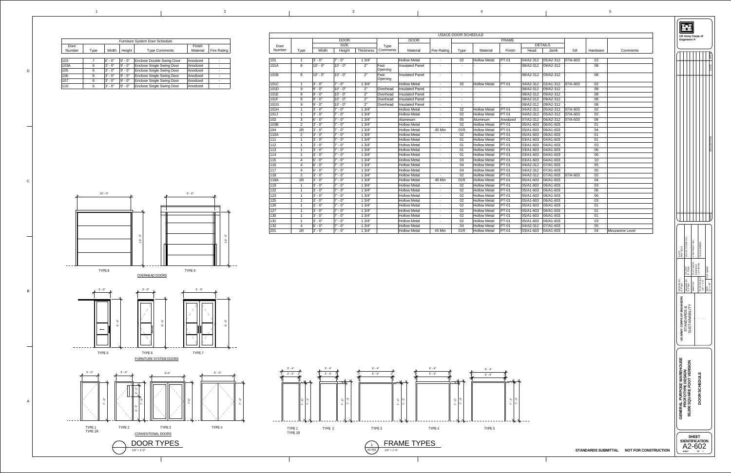## Furniture System Door Schedule

| Door Number | Type | Width | Height | Type Comments | Finish Material | Fire Rating |
|---|---|---|---|---|---|---|
| 103 | 7 | 6' - 0" | 9' - 0" | Enclose Double Swing Door | Anodized | - |
| 103A | 6 | 3' - 0" | 9' - 0" | Enclose Single Swing Door | Anodized | - |
| 105 | 6 | 3' - 0" | 9' - 0" | Enclose Single Swing Door | Anodized | - |
| 106 | 6 | 3' - 0" | 9' - 0" | Enclose Single Swing Door | Anodized | - |
| 107 | 6 | 3' - 0" | 9' - 0" | Enclose Single Swing Door | Anodized | - |
| 110 | 6 | 3' - 0" | 9' - 0" | Enclose Single Swing Door | Anodized | - |

## USACE DOOR SCHEDULE

| Door Number | DOOR Type | DOOR SIZE Width | DOOR SIZE Height | DOOR SIZE Thickness | Type Comments | DOOR Material | Fire Rating | FRAME Type | FRAME Material | FRAME Finish | DETAILS Head | DETAILS Jamb | Sill | Hardware | Comments |
|---|---|---|---|---|---|---|---|---|---|---|---|---|---|---|---|
| 101 | 1 | 3' - 0" | 7' - 0" | 1 3/4" | | Hollow Metal | - | 02 | Hollow Metal | PT-01 | 04/A2-312 | 05/A2-312 | 07/A-603 | 02 | |
| 101A | 8 | 10' - 0" | 10' - 0" | 2" | Fast Opening | Insulated Panel | - | - | - | - | 08/A2-312 | 09/A2-312 | - | 08 | |
| 101B | 8 | 10' - 0" | 10' - 0" | 2" | Fast Opening | Insulated Panel | - | - | - | - | 08/A2-312 | 09/A2-312 | - | 08 | |
| 101C | 1 | 3' - 0" | 7' - 0" | 1 3/4" | | Hollow Metal | - | 02 | Hollow Metal | PT-01 | 04/A2-312 | 02/A1-312 | 07/A-603 | 02 | |
| 101D | 9 | 9' - 0" | 10' - 0" | 2" | Overhead | Insulated Panel | - | - | - | - | 08/A2-312 | 09/A2-312 | - | 08 | |
| 101E | 9 | 9' - 0" | 10' - 0" | 2" | Overhead | Insulated Panel | - | - | - | - | 08/A2-312 | 09/A2-312 | - | 08 | |
| 101F | 9 | 9' - 0" | 10' - 0" | 2" | Overhead | Insulated Panel | - | - | - | - | 08/A2-312 | 09/A2-312 | - | 08 | |
| 101G | 9 | 9' - 0" | 10' - 0" | 2" | Overhead | Insulated Panel | - | - | - | - | 08/A2-312 | 09/A2-312 | - | 08 | |
| 101H | 1 | 3' - 0" | 7' - 0" | 1 3/4" | | Hollow Metal | - | 02 | Hollow Metal | PT-01 | 04/A2-312 | 05/A2-312 | 07/A-603 | 02 | |
| 101J | 1 | 3' - 0" | 7' - 0" | 1 3/4" | | Hollow Metal | - | 02 | Hollow Metal | PT-01 | 04/A2-312 | 05/A2-312 | 07/A-603 | 02 | |
| 102 | 3 | 6' - 0" | 7' - 0" | 1 3/4" | | Aluminum | - | 05 | Aluminum | Anodized | 07/A2-312 | 06/A2-312 | 07/A-603 | 09 | |
| 103B | 2 | 3' - 0" | 7' - 0" | 1 3/4" | | Hollow Metal | - | 02 | Hollow Metal | PT-01 | 05/A1-603 | 06/A1-603 | - | 01 | |
| 104 | 1R | 3' - 0" | 7' - 0" | 1 3/4" | | Hollow Metal | 45 Min | 01R | Hollow Metal | PT-01 | 05/A1-603 | 06/A1-603 | - | 04 | |
| 110A | 2 | 3' - 0" | 7' - 0" | 1 3/4" | | Hollow Metal | - | 02 | Hollow Metal | PT-01 | 05/A1-603 | 06/A1-603 | - | 01 | |
| 111 | 1 | 3' - 0" | 7' - 0" | 1 3/4" | | Hollow Metal | - | 02 | Hollow Metal | PT-01 | 03/A1-603 | 04/A1-603 | - | 01 | |
| 112 | 1 | 3' - 0" | 7' - 0" | 1 3/4" | | Hollow Metal | - | 01 | Hollow Metal | PT-01 | 03/A1-603 | 04/A1-603 | - | 03 | |
| 113 | 1 | 3' - 0" | 7' - 0" | 1 3/4" | | Hollow Metal | - | 01 | Hollow Metal | PT-01 | 03/A1-603 | 04/A1-603 | - | 06 | |
| 114 | 1 | 3' - 0" | 7' - 0" | 1 3/4" | | Hollow Metal | - | 01 | Hollow Metal | PT-01 | 03/A1-603 | 04/A1-603 | - | 06 | |
| 115 | 4 | 6' - 0" | 7' - 0" | 1 3/4" | | Hollow Metal | - | 03 | Hollow Metal | PT-01 | 03/A1-603 | 04/A1-603 | - | 10 | |
| 116 | 4 | 6' - 0" | 7' - 0" | 1 3/4" | | Hollow Metal | | 04 | Hollow Metal | PT-01 | 04/A2-312 | 07/A1-603 | - | 05 | |
| 117 | 4 | 6' - 0" | 7' - 0" | 1 3/4" | | Hollow Metal | | 04 | Hollow Metal | PT-01 | 04/A2-312 | 07/A1-603 | - | 05 | |
| 118 | 2 | 3' - 0" | 7' - 0" | 1 3/4" | | Hollow Metal | - | 02 | Hollow Metal | PT-01 | 04/A2-312 | 07/A1-603 | 07/A-603 | 02 | |
| 118A | 1R | 3' - 0" | 7' - 0" | 1 3/4" | | Hollow Metal | 45 Min | 01R | Hollow Metal | PT-01 | 05/A1-603 | 06/A1-603 | - | 04 | |
| 119 | 1 | 3' - 0" | 7' - 0" | 1 3/4" | | Hollow Metal | - | 02 | Hollow Metal | PT-01 | 05/A1-603 | 06/A1-603 | - | 03 | |
| 122 | 1 | 3' - 0" | 7' - 0" | 1 3/4" | | Hollow Metal | - | 02 | Hollow Metal | PT-01 | 05/A1-603 | 06/A1-603 | - | 06 | |
| 123 | 1 | 3' - 0" | 7' - 0" | 1 3/4" | | Hollow Metal | - | 02 | Hollow Metal | PT-01 | 05/A1-603 | 06/A1-603 | - | 06 | |
| 125 | 1 | 3' - 0" | 7' - 0" | 1 3/4" | | Hollow Metal | - | 02 | Hollow Metal | PT-01 | 05/A1-603 | 06/A1-603 | - | 03 | |
| 126 | 1 | 3' - 0" | 7' - 0" | 1 3/4" | | Hollow Metal | - | 02 | Hollow Metal | PT-01 | 05/A1-603 | 06/A1-603 | - | 01 | |
| 127 | 1 | 3' - 0" | 7' - 0" | 1 3/4" | | Hollow Metal | - | 02 | Hollow Metal | PT-01 | 05/A1-603 | 06/A1-603 | - | 01 | |
| 130 | 1 | 3' - 0" | 7' - 0" | 1 3/4" | | Hollow Metal | - | 02 | Hollow Metal | PT-01 | 05/A1-603 | 06/A1-603 | - | 01 | |
| 131 | 1 | 3' - 0" | 7' - 0" | 1 3/4" | | Hollow Metal | - | 02 | Hollow Metal | PT-01 | 05/A1-603 | 06/A1-603 | - | 03 | |
| 132 | 4 | 6' - 0" | 7' - 0" | 1 3/4" | | Hollow Metal | | 04 | Hollow Metal | PT-01 | 04/A2-312 | 07/A1-603 | - | 05 | |
| 201 | 1R | 3' - 0" | 7' - 0" | 1 3/4" | | Hollow Metal | 45 Min | 01R | Hollow Metal | PT-01 | 03/A1-603 | 04/A1-603 | - | 04 | Mezzanine Level |

OVERHEAD DOORS: TYPE 8 (10' - 0" × 10' - 0"), TYPE 9 (9' - 0" × 10' - 0")

FURNITURE SYSTEM DOORS: TYPE 5 (3' - 0" × 9' - 0"), TYPE 6 (3' - 0" × 9' - 0"), TYPE 7 (6' - 0" × 9' - 0")

CONVENTIONAL DOORS: TYPE 1 / TYPE 1R (3' - 0" × 7' - 0"), TYPE 2 (3' - 0" × 7' - 0"), TYPE 3 (6'-0" × 7'-0"), TYPE 4 (6' - 0" × 7' - 0")

## DOOR TYPES
1/4" = 1'-0"

FRAME TYPES: TYPE 1 / TYPE 1R (3' - 4"), TYPE 2 (3' - 4"), TYPE 3 (6' - 4"), TYPE 4 (6' - 4"), TYPE 5 (6' - 4")

## 1 FRAME TYPES
A2-602 — 1/4" = 1'-0"

STANDARDS SUBMITTAL — NOT FOR CONSTRUCTION

US Army Corps of Engineers ®

US ARMY CORPS OF ENGINEERS STANDARDS & SUSTAINABILITY

GENERAL PURPOSE WAREHOUSE PROTOTYPE DESIGN 65,000 SQUARE FOOT VERSION

DOOR SCHEDULE

SHEET IDENTIFICATION A2-602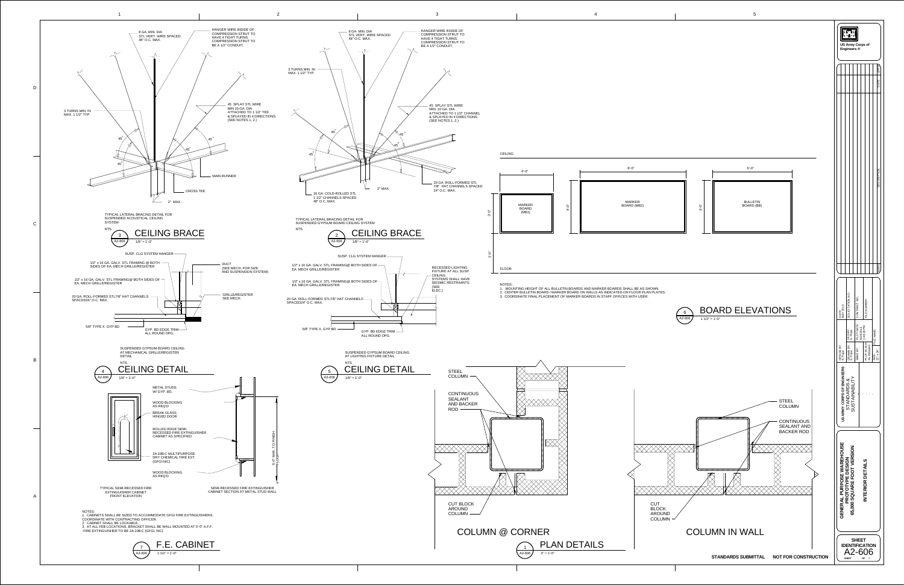## CEILING BRACE (3 / A2-606)

TYPICAL LATERAL BRACING DETAIL FOR SUSPENDED ACOUSTICAL CEILING SYSTEM

NTS. 1/8" = 1'-0"

8 GA. MIN. DIA STL VERT. WIRE SPACED 48" O.C. MAX.

HANGER WIRE INSIDE OF COMPRESSION STRUT TO HAVE 4 TIGHT TURNS. COMPRESSION STRUT TO BE A 1/2" CONDUIT,

3 TURNS MIN. IN MAX. 1 1/2" TYP.

45° SPLAY STL WIRE MIN 10 GA. DIA. ATTACHED TO 1 1/2" TEE & SPLAYED IN 4 DIRECTIONS. (SEE NOTES 1, 2.)

MAIN RUNNER

CROSS TEE

2" MAX.

## CEILING BRACE (2 / A2-606)

TYPICAL LATERAL BRACING DETAIL FOR SUSPENDED GYPSUM BOARD CEILING SYSTEM

NTS. 1/8" = 1'-0"

8 GA. MIN. DIA STL VERT. WIRE SPACED 48" O.C. MAX.

HANGER WIRE INSIDE OF COMPRESSION STRUT TO HAVE 4 TIGHT TURNS. COMPRESSION STRUT TO BE A 1/2" CONDUIT,

3 TURNS MIN. IN MAX. 1 1/2" TYP.

45 SPLAY STL WIRE MIN. 10 GA. DIA. ATTACHED TO 1 1/2" CHANNEL & SPLAYED IN 4 DIRECTIONS. (SEE NOTES 1, 2.)

20 GA. ROLL-FORMED STL 7/8" HAT CHANNELS SPACED 24" O.C. MAX.

2" MAX.

16 GA. COLD-ROLLED STL 1 1/2" CHANNELS SPACED 48" O.C. MAX.

## CEILING DETAIL (4 / A2-606)

SUSPENDED GYPSUM BOARD CEILING AT MECHANICAL GRILLE/REGISTER DETAIL

NTS. 1/8" = 1'-0"

SUSP. CLG SYSTEM HANGER

1/2" x 16 GA. GALV. STL FRAMING@ BOTH SIDES OF EA. MECH GRILLE/REGISTER

1/2" x 16 GA. GALV. STL FRAMING@ BOTH SIDES OF EA. MECH GRILLE/REGISTER

20 GA. ROLL-FORMED STL7/8" HAT CHANNELS SPACED24" O.C. MAX.

DUCT (SEE MECH. FOR SIZE AND SUSPENSION SYSTEM)

GRILLE/REGISTER SEE MECH.

5/8" TYPE X. GYP BD

GYP. BD EDGE TRIM ALL ROUND OPG.

## CEILING DETAIL (5 / A2-606)

SUSPENDED GYPSUM BOARD CEILING AT LIGHTING FIXTURE DETAIL

NTS. 1/8" = 1'-0"

SUSP. CLG SYSTEM HANGER

1/2" x 16 GA. GALV. STL FRAMING@ BOTH SIDES OF EA. MECH GRILLE/REGISTER

1/2" x 16 GA. GALV. STL FRAMING@ BOTH SIDES OF EA. MECH GRILLE/REGISTER

20 GA. ROLL-FORMED STL7/8" HAT CHANNELS SPACED24" O.C. MAX.

RECESSED LIGHTING FIXTURE AT ALL SUSP. CEILING SYSTEMS SHALL HAVE SEISMIC RESTRAINTS. (SEE ELEC.)

5/8" TYPE X. GYP BD

GYP. BD EDGE TRIM ALL ROUND OPG.

## BOARD ELEVATIONS (6 / A2-606)

1 1/2" = 1'-0"

CEILING

FLOOR

MARKER BOARD (MB1) — 4'-0" x 3'-0"

MARKER BOARD (MB2) — 8'-0" x 4'-0"

BULLETIN BOARD (BB) — 6'-0" x 4'-0"

3'-0"

NOTES:
1. MOUNTING HEIGHT OF ALL BULLETIN BOARDS AND MARKER BOARDS SHALL BE AS SHOWN.
2. CENTER BULLETIN BOARD / MARKER BOARD ON WALLS AS INDICATED ON FLOOR PLAN PLATES.
3. COORDINATE FINAL PLACEMENT OF MARKER BOARDS IN STAFF OFFICES WITH USER.

## F.E. CABINET (7 / A2-606)

1 1/2" = 1'-0"

METAL STUDS W/ GYP. BD.

WOOD BLOCKING AS REQ'D

BREAK GLASS HINGED DOOR

ROLLED EDGE SEMI-RECESSED FIRE EXTINGUISHER CABINET AS SPECIFIED

2A:10B:C MULTIPURPOSE DRY CHEMICAL FIRE EXT. (GFGI-NIC)

WOOD BLOCKING AS REQ'D

5'-0" MAX. TO FINISH FLOOR

TYPICAL SEMI-RECESSED FIRE EXTINGUISHER CABINET FRONT ELEVATION

SEMI-RECESSED FIRE EXTINGUISHER CABINET SECTION AT METAL STUD WALL

NOTES:
1. CABINETS SHALL BE SIZED TO ACCOMMODATE GFGI FIRE EXTINGUISHERS, COORDINATE WITH CONTRACTING OFFICER.
2. CABINET SHALL BE LOCKABLE.
3. AT ALL FEB LOCATIONS, BRACKET SHALL BE WALL MOUNTED AT 5'-0" A.F.F. -FIRE EXTINGUISHER TO BE 2A:10B:C (GFGI, NIC)

## PLAN DETAILS (1 / A2-606)

3" = 1'-0"

### COLUMN @ CORNER

STEEL COLUMN

CONTINUOUS SEALANT AND BACKER ROD

CUT BLOCK AROUND COLUMN

### COLUMN IN WALL

STEEL COLUMN

CONTINUOUS SEALANT AND BACKER ROD

CUT BLOCK AROUND COLUMN

STANDARDS SUBMITTAL NOT FOR CONSTRUCTION

---

US Army Corps of Engineers ®

US ARMY CORPS OF ENGINEERS STANDARDS & SUSTAINABILITY

GENERAL PURPOSE WAREHOUSE PROTOTYPE DESIGN 65,000 SQUARE FOOT VERSION

INTERIOR DETAILS

SHEET IDENTIFICATION A2-606